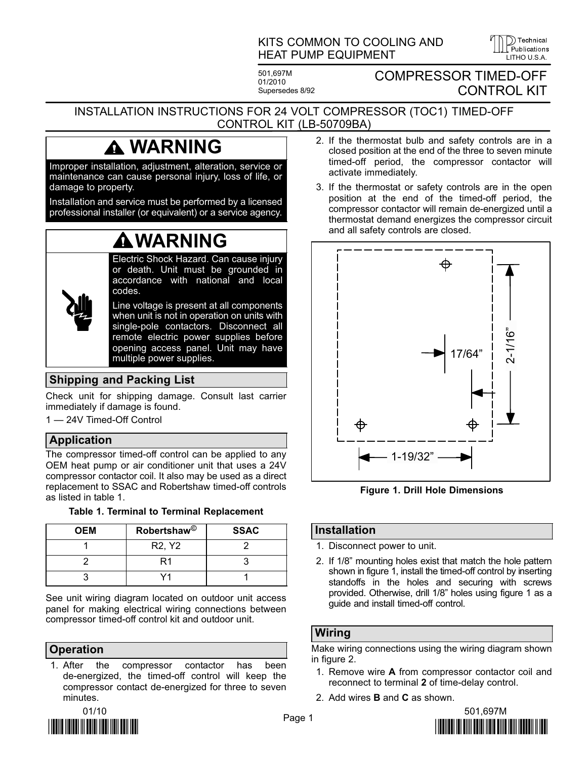KITS COMMON TO COOLING AND HEAT PUMP EQUIPMENT

501,697M
01/2010
Supersedes 8/92

# COMPRESSOR TIMED-OFF CONTROL KIT

## INSTALLATION INSTRUCTIONS FOR 24 VOLT COMPRESSOR (TOC1) TIMED-OFF CONTROL KIT (LB-50709BA)

**WARNING**

Improper installation, adjustment, alteration, service or maintenance can cause personal injury, loss of life, or damage to property.

Installation and service must be performed by a licensed professional installer (or equivalent) or a service agency.

**WARNING**

Electric Shock Hazard. Can cause injury or death. Unit must be grounded in accordance with national and local codes.

Line voltage is present at all components when unit is not in operation on units with single-pole contactors. Disconnect all remote electric power supplies before opening access panel. Unit may have multiple power supplies.

## Shipping and Packing List

Check unit for shipping damage. Consult last carrier immediately if damage is found.

1 — 24V Timed-Off Control

## Application

The compressor timed-off control can be applied to any OEM heat pump or air conditioner unit that uses a 24V compressor contactor coil. It also may be used as a direct replacement to SSAC and Robertshaw timed-off controls as listed in table 1.

**Table 1. Terminal to Terminal Replacement**

| OEM | Robertshaw© | SSAC |
|---|---|---|
| 1 | R2, Y2 | 2 |
| 2 | R1 | 3 |
| 3 | Y1 | 1 |

See unit wiring diagram located on outdoor unit access panel for making electrical wiring connections between compressor timed-off control kit and outdoor unit.

## Operation

1. After the compressor contactor has been de-energized, the timed-off control will keep the compressor contact de-energized for three to seven minutes.
2. If the thermostat bulb and safety controls are in a closed position at the end of the three to seven minute timed-off period, the compressor contactor will activate immediately.
3. If the thermostat or safety controls are in the open position at the end of the timed-off period, the compressor contactor will remain de-energized until a thermostat demand energizes the compressor circuit and all safety controls are closed.

17/64”
2-1/16”
1-19/32”

**Figure 1. Drill Hole Dimensions**

## Installation

1. Disconnect power to unit.
2. If 1/8” mounting holes exist that match the hole pattern shown in figure 1, install the timed-off control by inserting standoffs in the holes and securing with screws provided. Otherwise, drill 1/8” holes using figure 1 as a guide and install timed-off control.

## Wiring

Make wiring connections using the wiring diagram shown in figure 2.

1. Remove wire **A** from compressor contactor coil and reconnect to terminal **2** of time-delay control.
2. Add wires **B** and **C** as shown.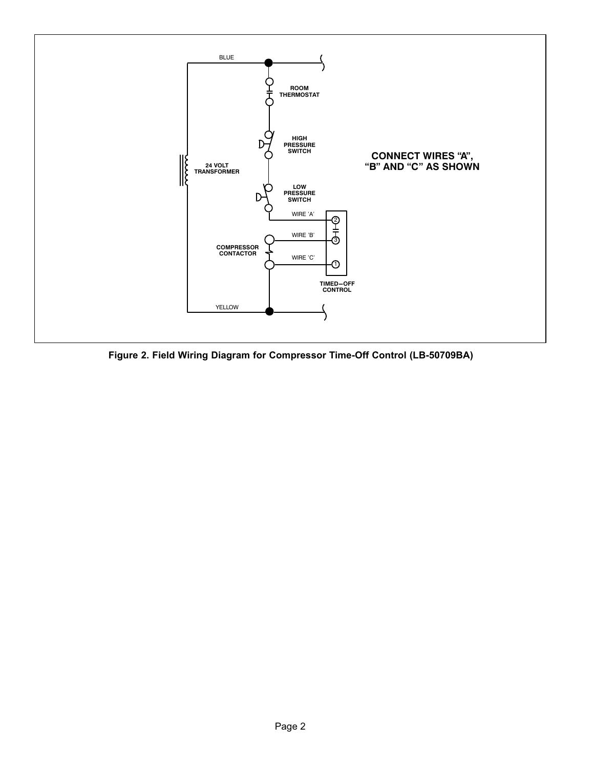BLUE

ROOM THERMOSTAT

HIGH PRESSURE SWITCH

24 VOLT TRANSFORMER

CONNECT WIRES “A”, “B” AND “C” AS SHOWN

LOW PRESSURE SWITCH

WIRE ’A’

2

WIRE ’B’

3

COMPRESSOR CONTACTOR

WIRE ’C’

1

TIMED−OFF CONTROL

YELLOW

**Figure 2. Field Wiring Diagram for Compressor Time-Off Control (LB-50709BA)**